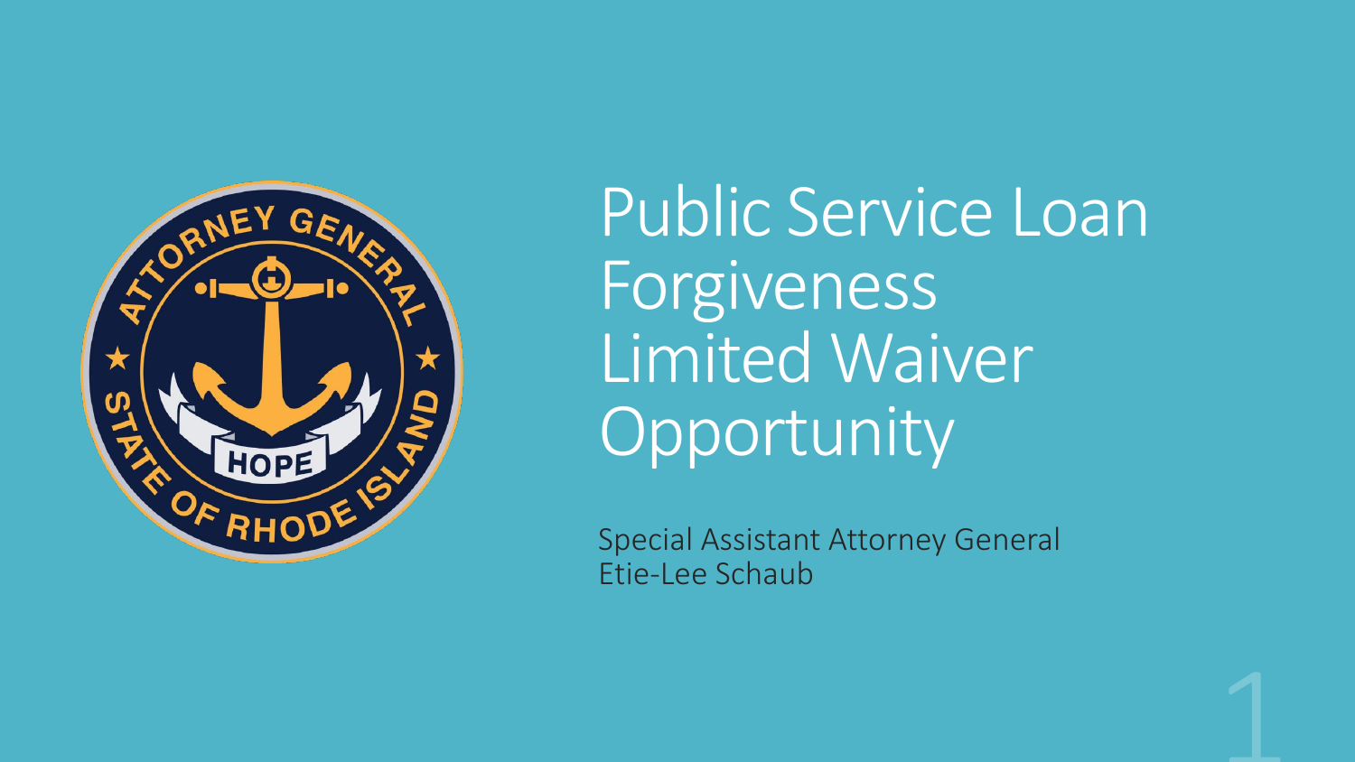# Public Service Loan Forgiveness Limited Waiver Opportunity

Special Assistant Attorney General
Etie-Lee Schaub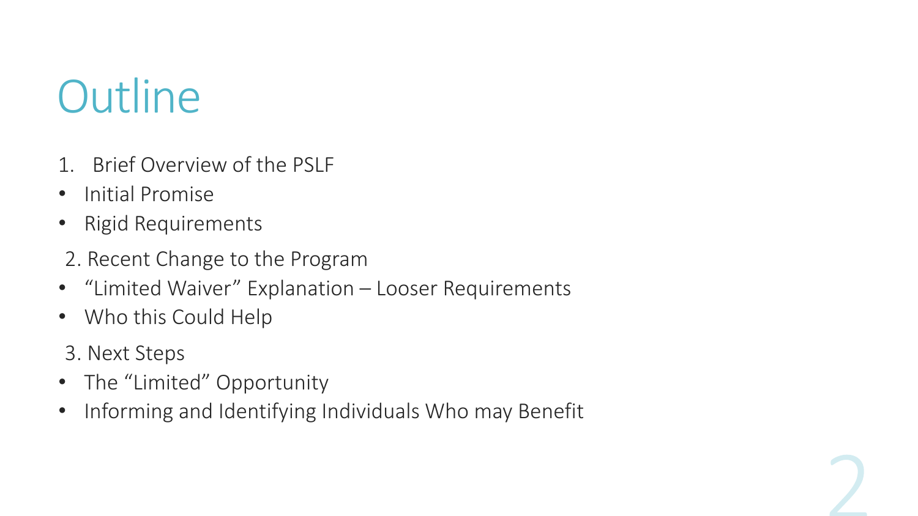# Outline

1. Brief Overview of the PSLF
   - Initial Promise
   - Rigid Requirements
2. Recent Change to the Program
   - "Limited Waiver" Explanation – Looser Requirements
   - Who this Could Help
3. Next Steps
   - The "Limited" Opportunity
   - Informing and Identifying Individuals Who may Benefit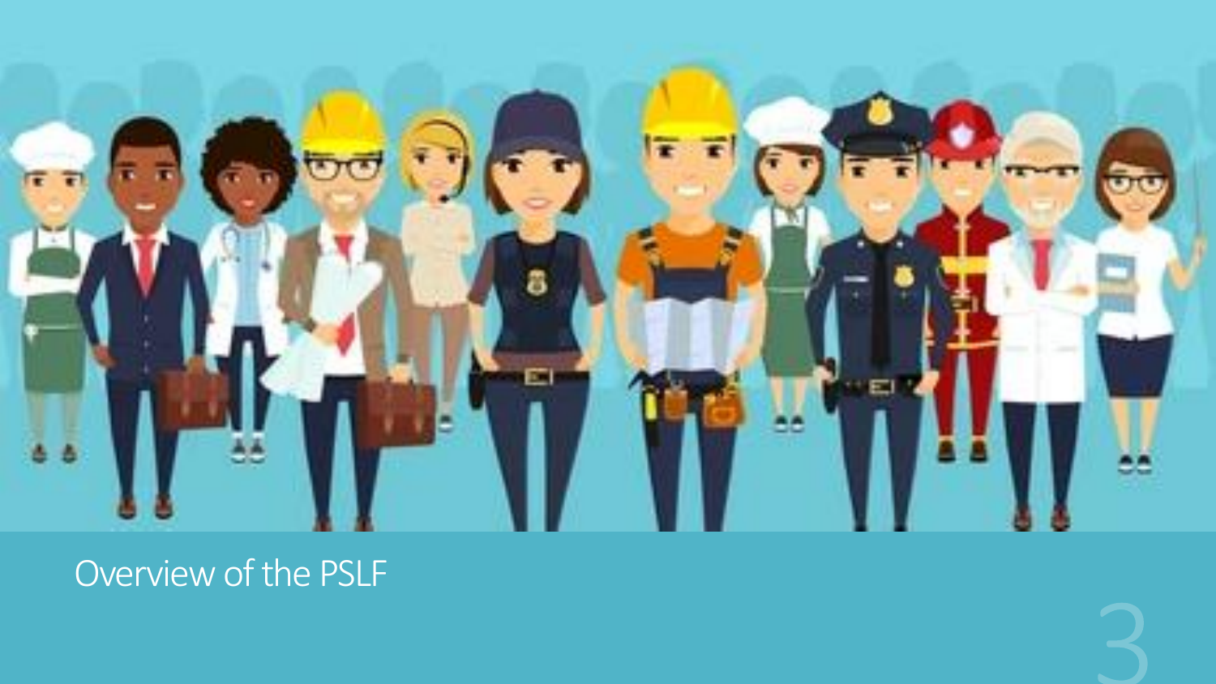# Overview of the PSLF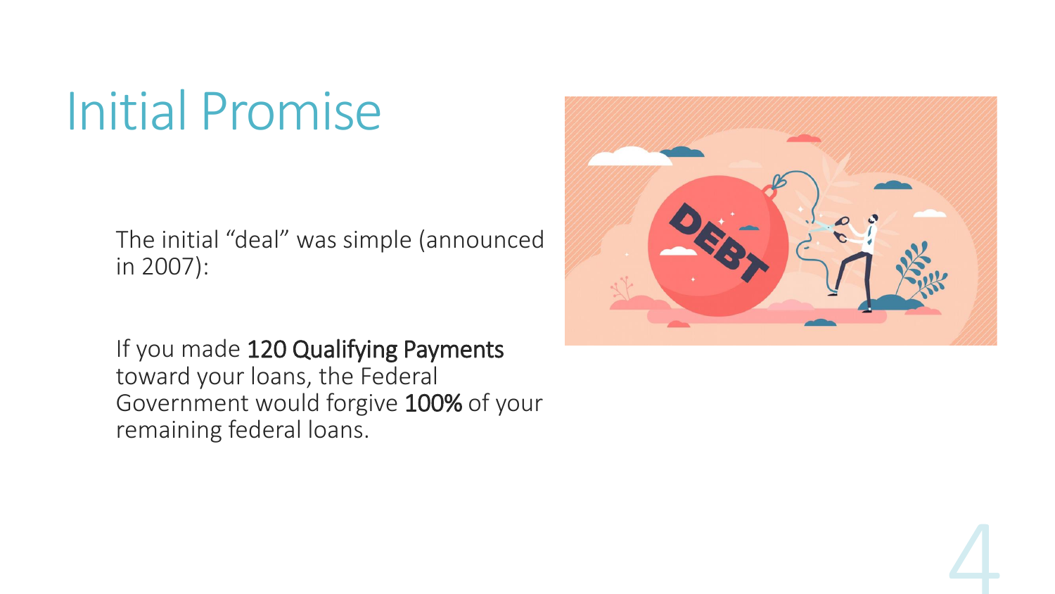# Initial Promise

The initial “deal” was simple (announced in 2007):

If you made **120 Qualifying Payments** toward your loans, the Federal Government would forgive **100%** of your remaining federal loans.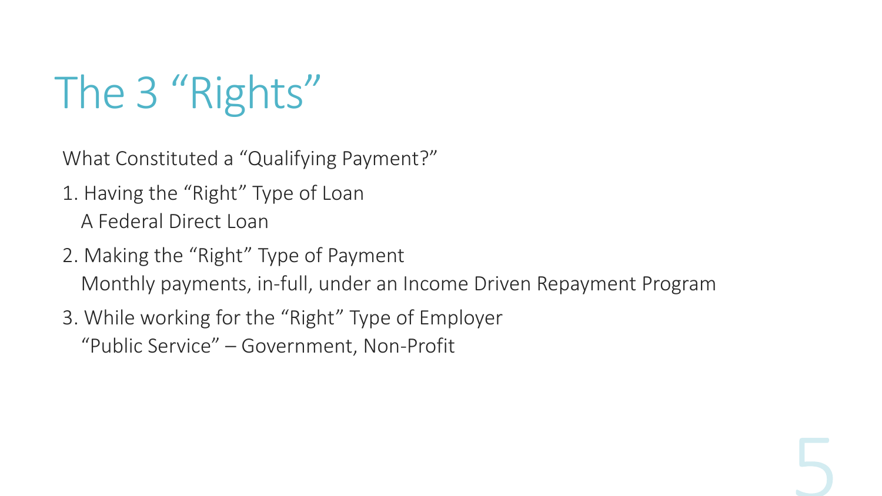# The 3 “Rights”

What Constituted a “Qualifying Payment?”

1. Having the “Right” Type of Loan
   A Federal Direct Loan
2. Making the “Right” Type of Payment
   Monthly payments, in-full, under an Income Driven Repayment Program
3. While working for the “Right” Type of Employer
   “Public Service” – Government, Non-Profit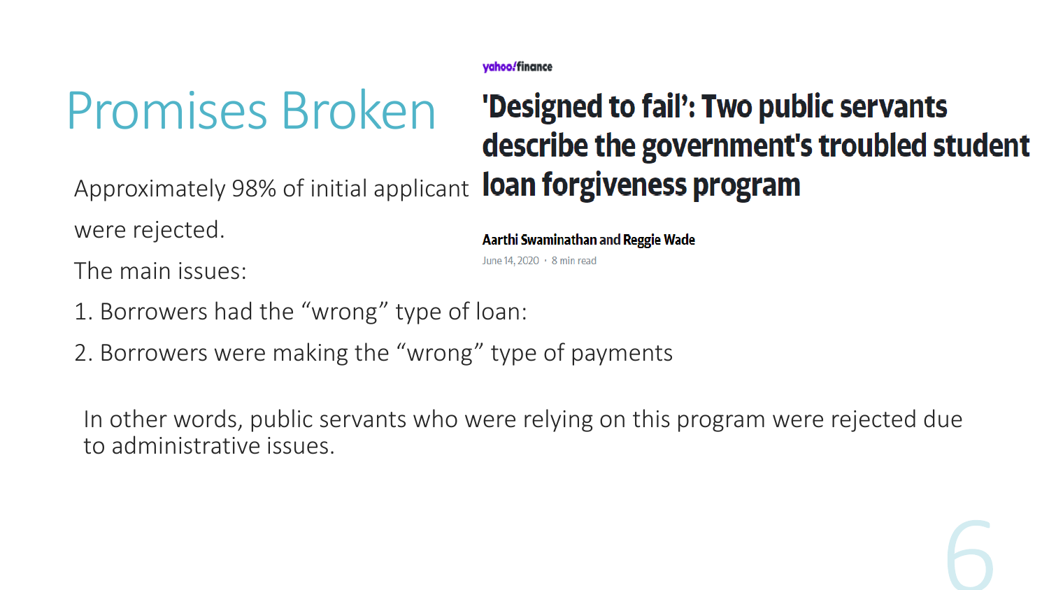# Promises Broken

yahoo!finance

## 'Designed to fail': Two public servants describe the government's troubled student loan forgiveness program

**Aarthi Swaminathan and Reggie Wade**

June 14, 2020 · 8 min read

Approximately 98% of initial applicant were rejected.

The main issues:

1. Borrowers had the “wrong” type of loan:
2. Borrowers were making the “wrong” type of payments

In other words, public servants who were relying on this program were rejected due to administrative issues.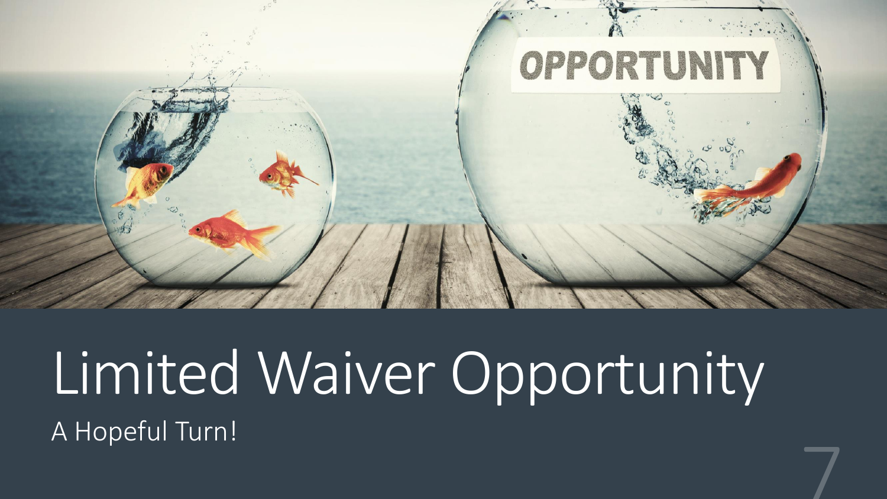# Limited Waiver Opportunity

A Hopeful Turn!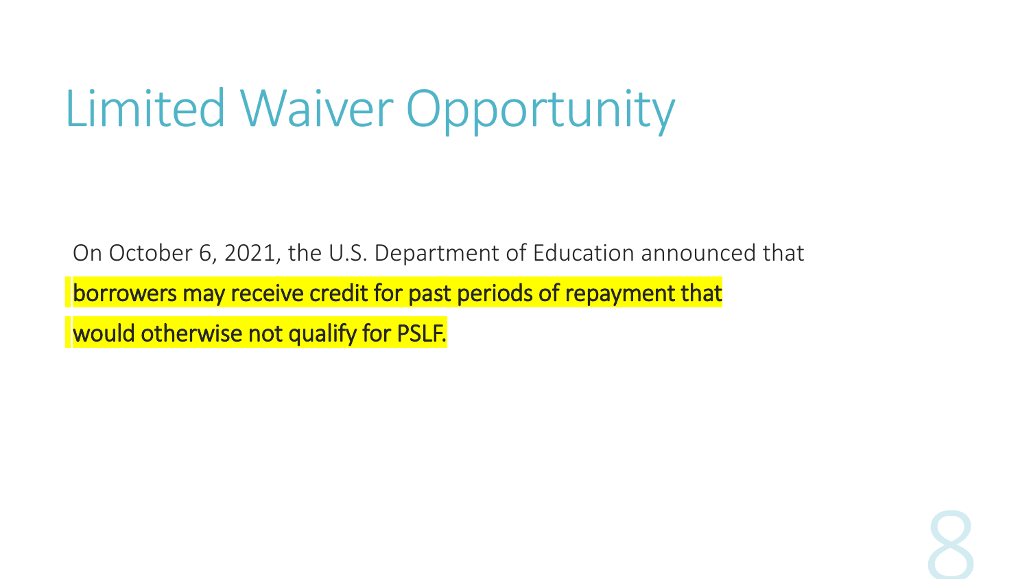# Limited Waiver Opportunity

On October 6, 2021, the U.S. Department of Education announced that borrowers may receive credit for past periods of repayment that would otherwise not qualify for PSLF.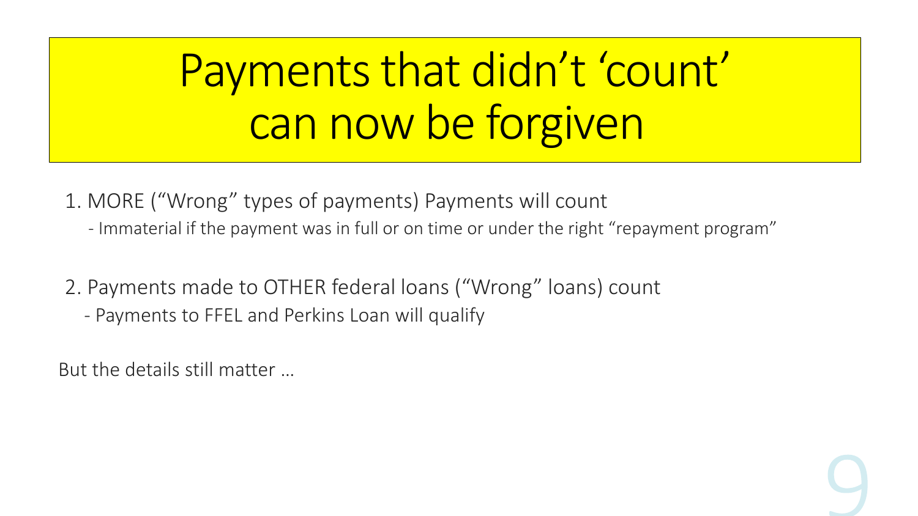# Payments that didn't 'count' can now be forgiven

1. MORE ("Wrong" types of payments) Payments will count
   - Immaterial if the payment was in full or on time or under the right "repayment program"

2. Payments made to OTHER federal loans ("Wrong" loans) count
   - Payments to FFEL and Perkins Loan will qualify

But the details still matter …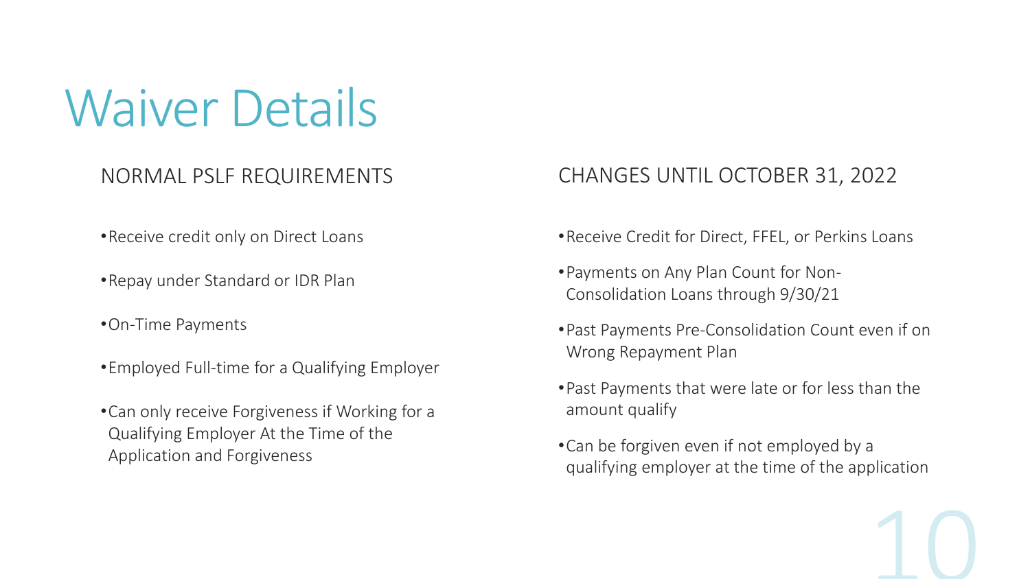# Waiver Details

## NORMAL PSLF REQUIREMENTS

- Receive credit only on Direct Loans
- Repay under Standard or IDR Plan
- On-Time Payments
- Employed Full-time for a Qualifying Employer
- Can only receive Forgiveness if Working for a Qualifying Employer At the Time of the Application and Forgiveness

## CHANGES UNTIL OCTOBER 31, 2022

- Receive Credit for Direct, FFEL, or Perkins Loans
- Payments on Any Plan Count for Non-Consolidation Loans through 9/30/21
- Past Payments Pre-Consolidation Count even if on Wrong Repayment Plan
- Past Payments that were late or for less than the amount qualify
- Can be forgiven even if not employed by a qualifying employer at the time of the application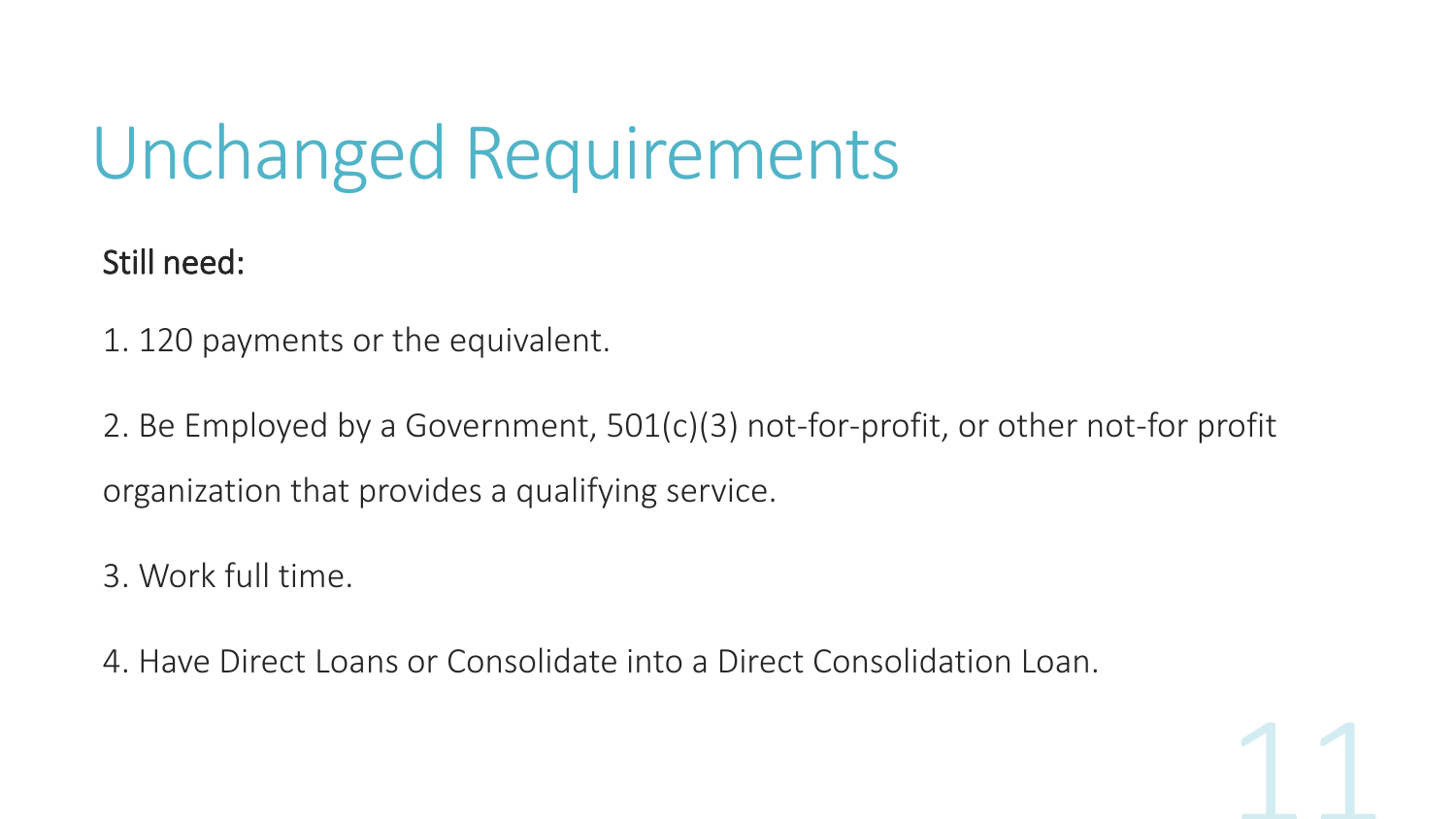# Unchanged Requirements

Still need:

1. 120 payments or the equivalent.

2. Be Employed by a Government, 501(c)(3) not-for-profit, or other not-for profit organization that provides a qualifying service.

3. Work full time.

4. Have Direct Loans or Consolidate into a Direct Consolidation Loan.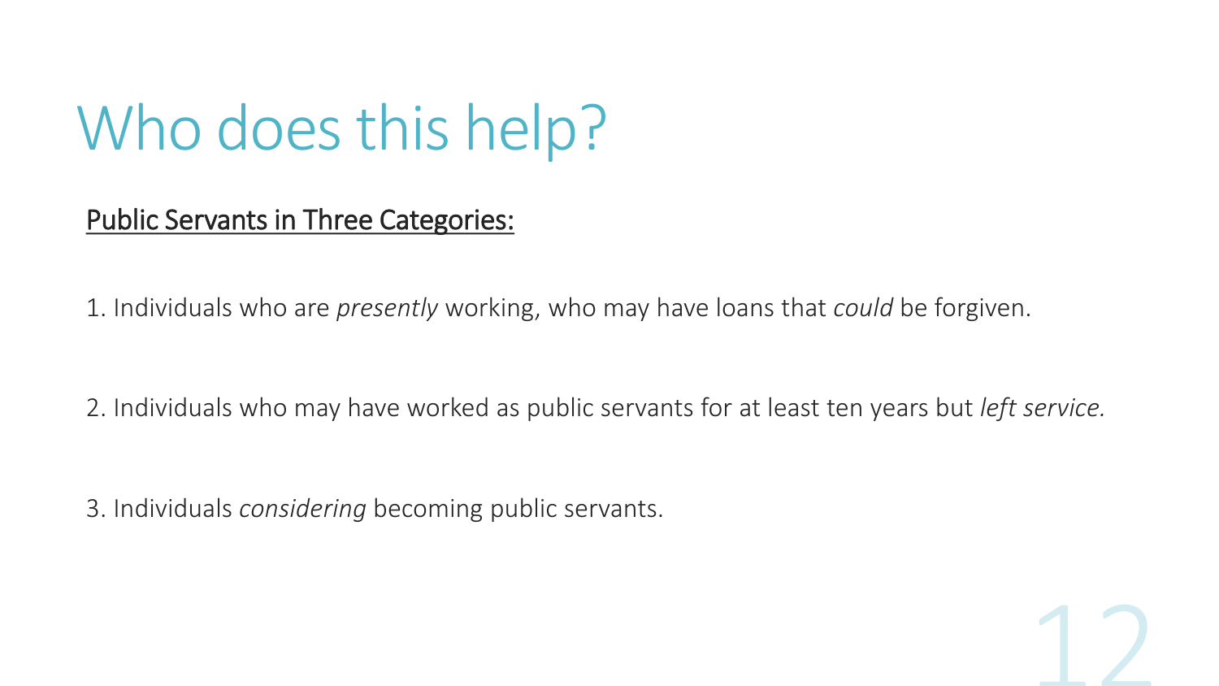# Who does this help?

<u>Public Servants in Three Categories:</u>

1. Individuals who are *presently* working, who may have loans that *could* be forgiven.

2. Individuals who may have worked as public servants for at least ten years but *left service.*

3. Individuals *considering* becoming public servants.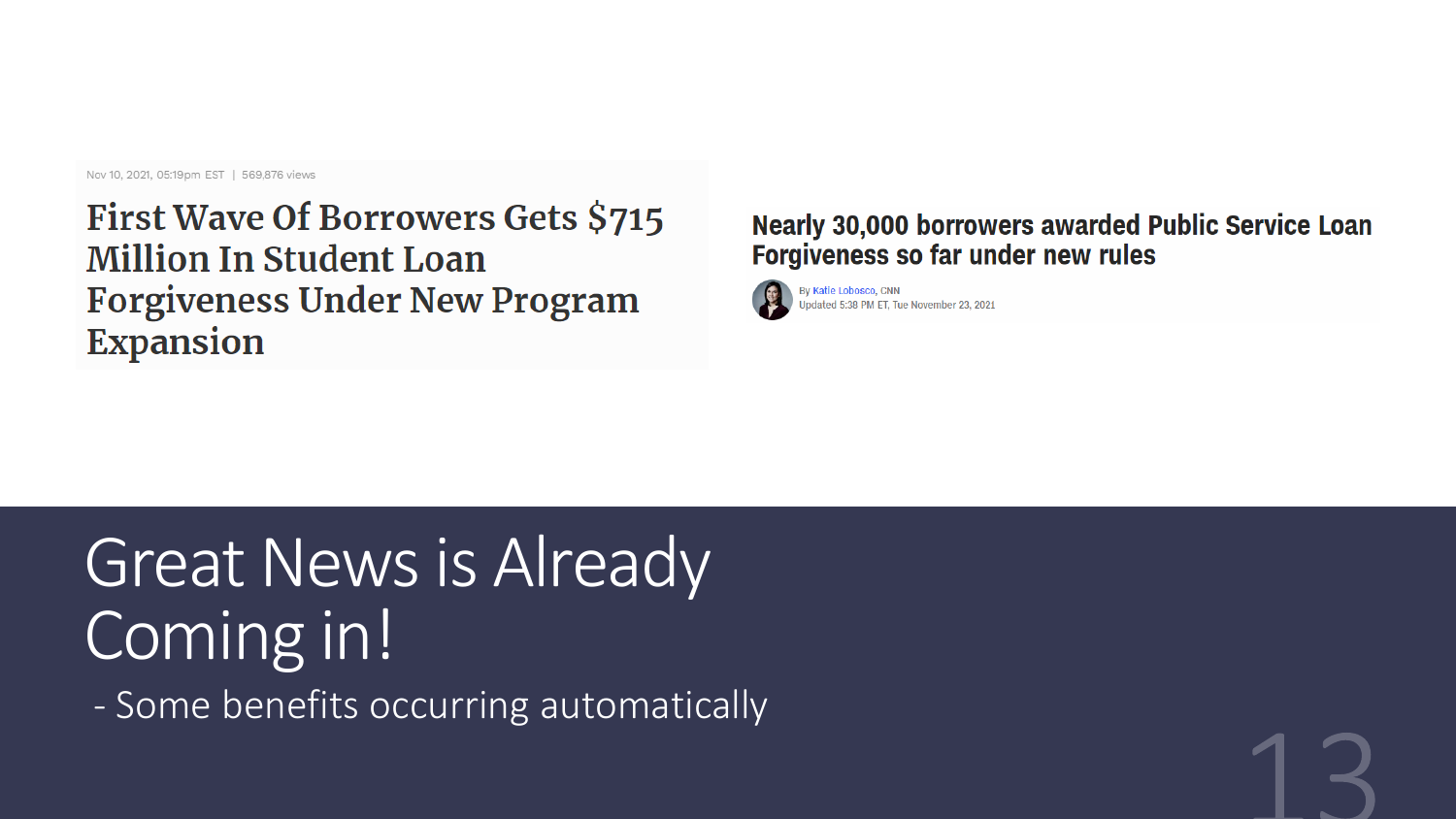Nov 10, 2021, 05:19pm EST | 569,876 views

**First Wave Of Borrowers Gets $715 Million In Student Loan Forgiveness Under New Program Expansion**

**Nearly 30,000 borrowers awarded Public Service Loan Forgiveness so far under new rules**

By Katie Lobosco, CNN
Updated 5:38 PM ET, Tue November 23, 2021

# Great News is Already Coming in!

- Some benefits occurring automatically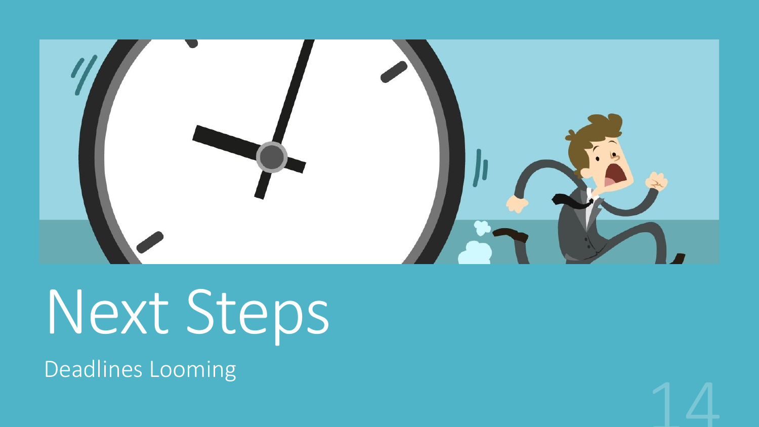# Next Steps

Deadlines Looming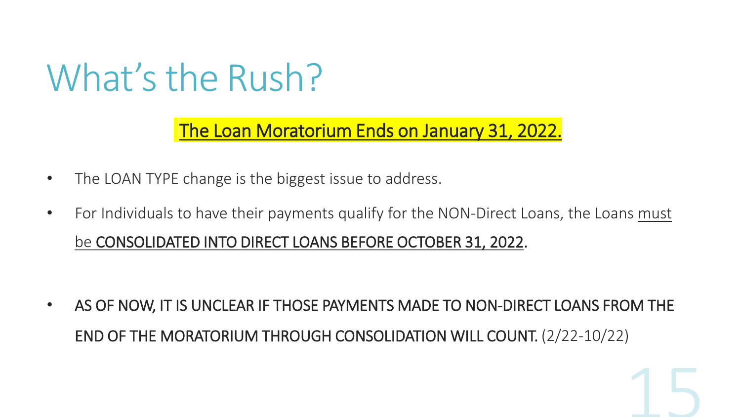# What's the Rush?

**The Loan Moratorium Ends on January 31, 2022.**

- The LOAN TYPE change is the biggest issue to address.
- For Individuals to have their payments qualify for the NON-Direct Loans, the Loans must be CONSOLIDATED INTO DIRECT LOANS BEFORE OCTOBER 31, 2022.

- AS OF NOW, IT IS UNCLEAR IF THOSE PAYMENTS MADE TO NON-DIRECT LOANS FROM THE END OF THE MORATORIUM THROUGH CONSOLIDATION WILL COUNT. (2/22-10/22)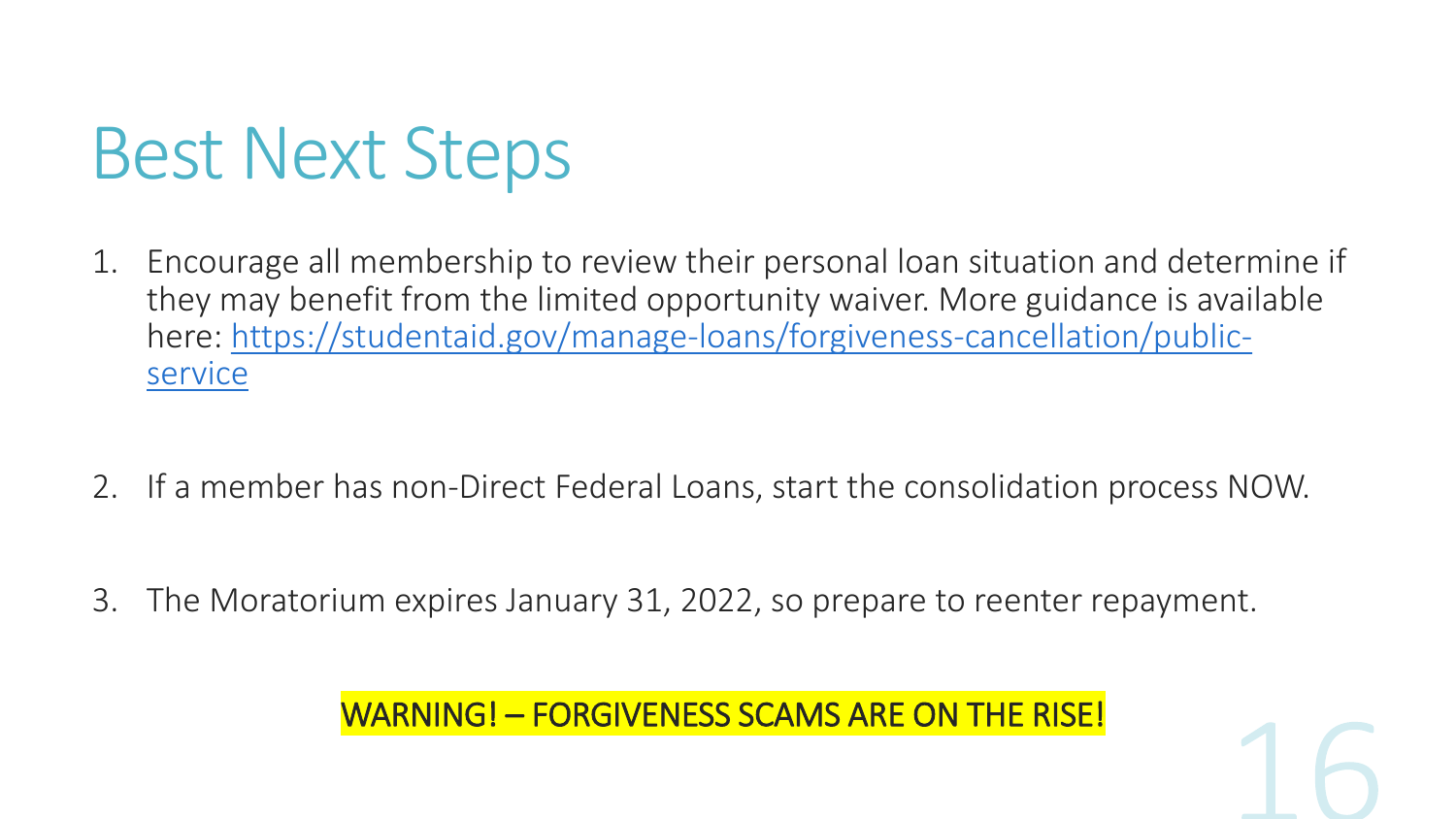# Best Next Steps

1. Encourage all membership to review their personal loan situation and determine if they may benefit from the limited opportunity waiver. More guidance is available here: [https://studentaid.gov/manage-loans/forgiveness-cancellation/public-service](https://studentaid.gov/manage-loans/forgiveness-cancellation/public-service)

2. If a member has non-Direct Federal Loans, start the consolidation process NOW.

3. The Moratorium expires January 31, 2022, so prepare to reenter repayment.

**WARNING! – FORGIVENESS SCAMS ARE ON THE RISE!**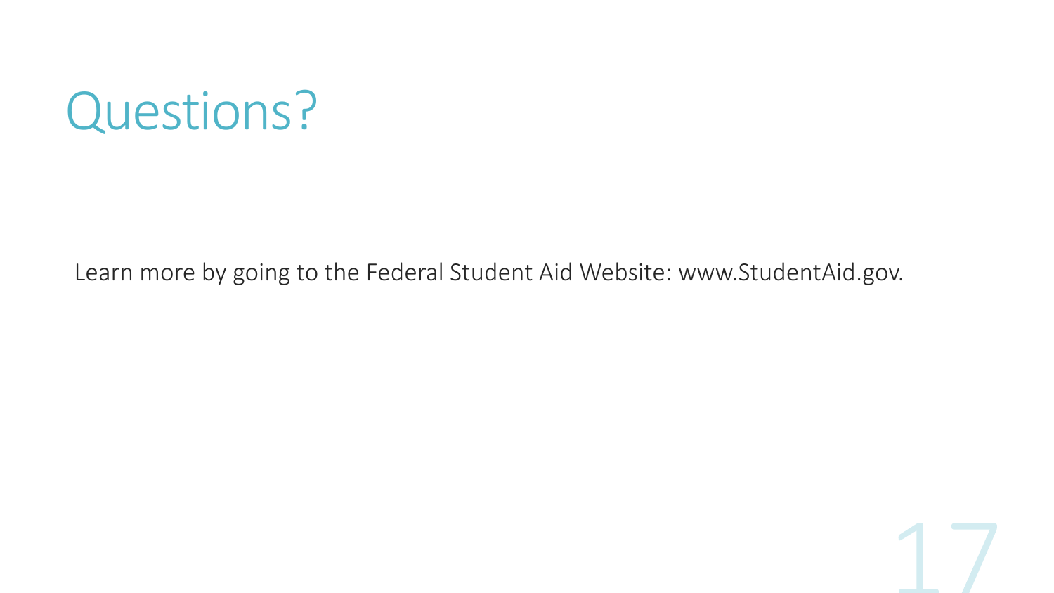# Questions?

Learn more by going to the Federal Student Aid Website: www.StudentAid.gov.